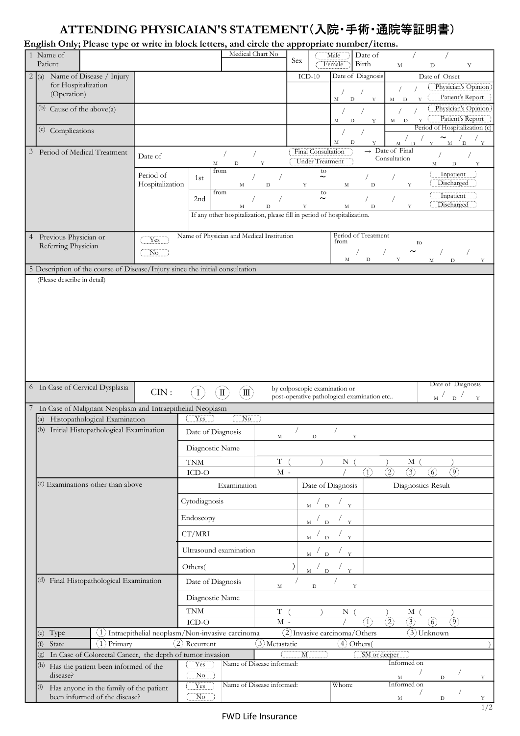# ATTENDING PHYSICAIAN'S STATEMENT（入院・手術・通院等証明書）

**English Only; Please type or write in block letters, and circle the appropriate number/items.**

| 1 Name of Patient | | Medical Chart No | Sex | Male / Female | Date of Birth | / / (M D Y) |
|---|---|---|---|---|---|---|

| 2 | | | ICD-10 | Date of Diagnosis | Date of Onset |
|---|---|---|---|---|---|
| (a) Name of Disease / Injury for Hospitalization (Operation) | | | | / / (M D Y) | / / (M D Y) Physician's Opinion / Patient's Report |
| (b) Cause of the above(a) | | | | / / (M D Y) | / / (M D Y) Physician's Opinion / Patient's Report |
| (c) Complications | | | | / / (M D Y) | Period of Hospitalization (c) / / (M D Y) ～ / / (M D Y) |

| 3 Period of Medical Treatment | | | | |
|---|---|---|---|---|
| | Date of | / / (M D Y) | Final Consultation / Under Treatment | → Date of Final Consultation / / (M D Y) |
| | Period of Hospitalization | 1st | from / / (M D Y) to ～ / / (M D Y) | Inpatient / Discharged |
| | | 2nd | from / / (M D Y) to ～ / / (M D Y) | Inpatient / Discharged |
| | | If any other hospitalization, please fill in period of hospitalization. | | |

| 4 Previous Physician or Referring Physician | Yes / No | Name of Physician and Medical Institution | Period of Treatment from / / (M D Y) to ～ / / (M D Y) |
|---|---|---|---|

**5 Description of the course of Disease/Injury since the initial consultation**

(Please describe in detail)

| 6 In Case of Cervical Dysplasia | CIN : Ⅰ Ⅱ Ⅲ | by colposcopic examination or post-operative pathological examination etc.. | Date of Diagnosis / / (M D Y) |
|---|---|---|---|

**7 In Case of Malignant Neoplasm and Intraepithelial Neoplasm**

| | | | | |
|---|---|---|---|---|
| (a) Histopathological Examination | Yes / No | | | |
| (b) Initial Histopathological Examination | Date of Diagnosis | / / (M D Y) | | |
| | Diagnostic Name | | | |
| | TNM | T ( ) N ( ) M ( ) | | |
| | ICD-O | M - / ① ② ③ ⑥ ⑨ | | |
| (c) Examinations other than above | Examination | Date of Diagnosis | Diagnostics Result | |
| | Cytodiagnosis | / / (M D Y) | | |
| | Endoscopy | / / (M D Y) | | |
| | CT/MRI | / / (M D Y) | | |
| | Ultrasound examination | / / (M D Y) | | |
| | Others( ) | / / (M D Y) | | |
| (d) Final Histopathological Examination | Date of Diagnosis | / / (M D Y) | | |
| | Diagnostic Name | | | |
| | TNM | T ( ) N ( ) M ( ) | | |
| | ICD-O | M - / ① ② ③ ⑥ ⑨ | | |
| (e) Type | ① Intraepithelial neoplasm/Non-invasive carcinoma | ② Invasive carcinoma/Others | ③ Unknown | |
| (f) State | ① Primary | ② Recurrent | ③ Metastatic | ④ Others( ) |
| (g) In Case of Colorectal Cancer, the depth of tumor invasion | M | SM or deeper | | |
| (h) Has the patient been informed of the disease? | Yes / No | Name of Disease informed: | | Informed on / / (M D Y) |
| (i) Has anyone in the family of the patient been informed of the disease? | Yes / No | Name of Disease informed: | Whom: | Informed on / / (M D Y) |

FWD Life Insurance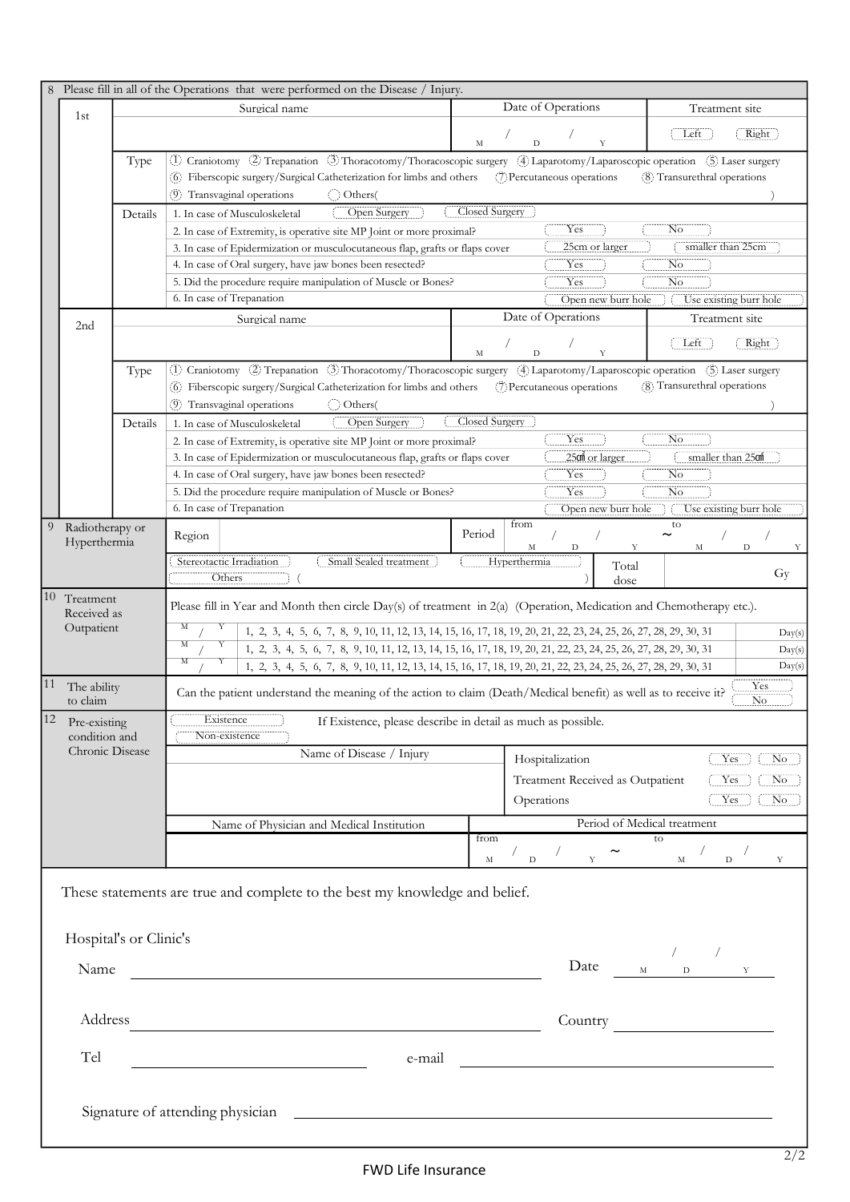| 8 | Please fill in all of the Operations that were performed on the Disease / Injury. | | | |
|---|---|---|---|---|
| 1st | | Surgical name | Date of Operations | Treatment site |
| | | | M / D / Y | Left Right |
| | Type | ① Craniotomy ② Trepanation ③ Thoracotomy/Thoracoscopic surgery ④ Laparotomy/Laparoscopic operation ⑤ Laser surgery ⑥ Fiberscopic surgery/Surgical Catheterization for limbs and others ⑦ Percutaneous operations ⑧ Transurethral operations ⑨ Transvaginal operations ◯ Others( ) | | |
| | Details | 1. In case of Musculoskeletal | Open Surgery | Closed Surgery |
| | | 2. In case of Extremity, is operative site MP Joint or more proximal? | Yes | No |
| | | 3. In case of Epidermization or musculocutaneous flap, grafts or flaps cover | 25cm or larger | smaller than 25cm |
| | | 4. In case of Oral surgery, have jaw bones been resected? | Yes | No |
| | | 5. Did the procedure require manipulation of Muscle or Bones? | Yes | No |
| | | 6. In case of Trepanation | Open new burr hole | Use existing burr hole |
| 2nd | | Surgical name | Date of Operations | Treatment site |
| | | | M / D / Y | Left Right |
| | Type | ① Craniotomy ② Trepanation ③ Thoracotomy/Thoracoscopic surgery ④ Laparotomy/Laparoscopic operation ⑤ Laser surgery ⑥ Fiberscopic surgery/Surgical Catheterization for limbs and others ⑦ Percutaneous operations ⑧ Transurethral operations ⑨ Transvaginal operations ◯ Others( ) | | |
| | Details | 1. In case of Musculoskeletal | Open Surgery | Closed Surgery |
| | | 2. In case of Extremity, is operative site MP Joint or more proximal? | Yes | No |
| | | 3. In case of Epidermization or musculocutaneous flap, grafts or flaps cover | 25㎠ or larger | smaller than 25㎠ |
| | | 4. In case of Oral surgery, have jaw bones been resected? | Yes | No |
| | | 5. Did the procedure require manipulation of Muscle or Bones? | Yes | No |
| | | 6. In case of Trepanation | Open new burr hole | Use existing burr hole |

| 9 Radiotherapy or Hyperthermia | | | |
|---|---|---|---|
| Region | | Period | from M / D / Y ～ to M / D / Y |
| Stereotactic Irradiation / Small Sealed treatment / Hyperthermia / Others ( ) | | Total dose | Gy |

| 10 Treatment Received as Outpatient | Please fill in Year and Month then circle Day(s) of treatment in 2(a) (Operation, Medication and Chemotherapy etc.). | |
|---|---|---|
| | M / Y 1, 2, 3, 4, 5, 6, 7, 8, 9, 10, 11, 12, 13, 14, 15, 16, 17, 18, 19, 20, 21, 22, 23, 24, 25, 26, 27, 28, 29, 30, 31 | Day(s) |
| | M / Y 1, 2, 3, 4, 5, 6, 7, 8, 9, 10, 11, 12, 13, 14, 15, 16, 17, 18, 19, 20, 21, 22, 23, 24, 25, 26, 27, 28, 29, 30, 31 | Day(s) |
| | M / Y 1, 2, 3, 4, 5, 6, 7, 8, 9, 10, 11, 12, 13, 14, 15, 16, 17, 18, 19, 20, 21, 22, 23, 24, 25, 26, 27, 28, 29, 30, 31 | Day(s) |

| 11 The ability to claim | Can the patient understand the meaning of the action to claim (Death/Medical benefit) as well as to receive it? | Yes / No |
|---|---|---|

| 12 Pre-existing condition and Chronic Disease | Existence / Non-existence | If Existence, please describe in detail as much as possible. | |
|---|---|---|---|
| | Name of Disease / Injury | Hospitalization | Yes / No |
| | | Treatment Received as Outpatient | Yes / No |
| | | Operations | Yes / No |
| | Name of Physician and Medical Institution | Period of Medical treatment | |
| | | from M / D / Y ～ to M / D / Y | |

These statements are true and complete to the best my knowledge and belief.

Hospital's or Clinic's

Name ______________________ Date M / D / Y

Address ______________________ Country ______________________

Tel ______________________ e-mail ______________________

Signature of attending physician ______________________

FWD Life Insurance